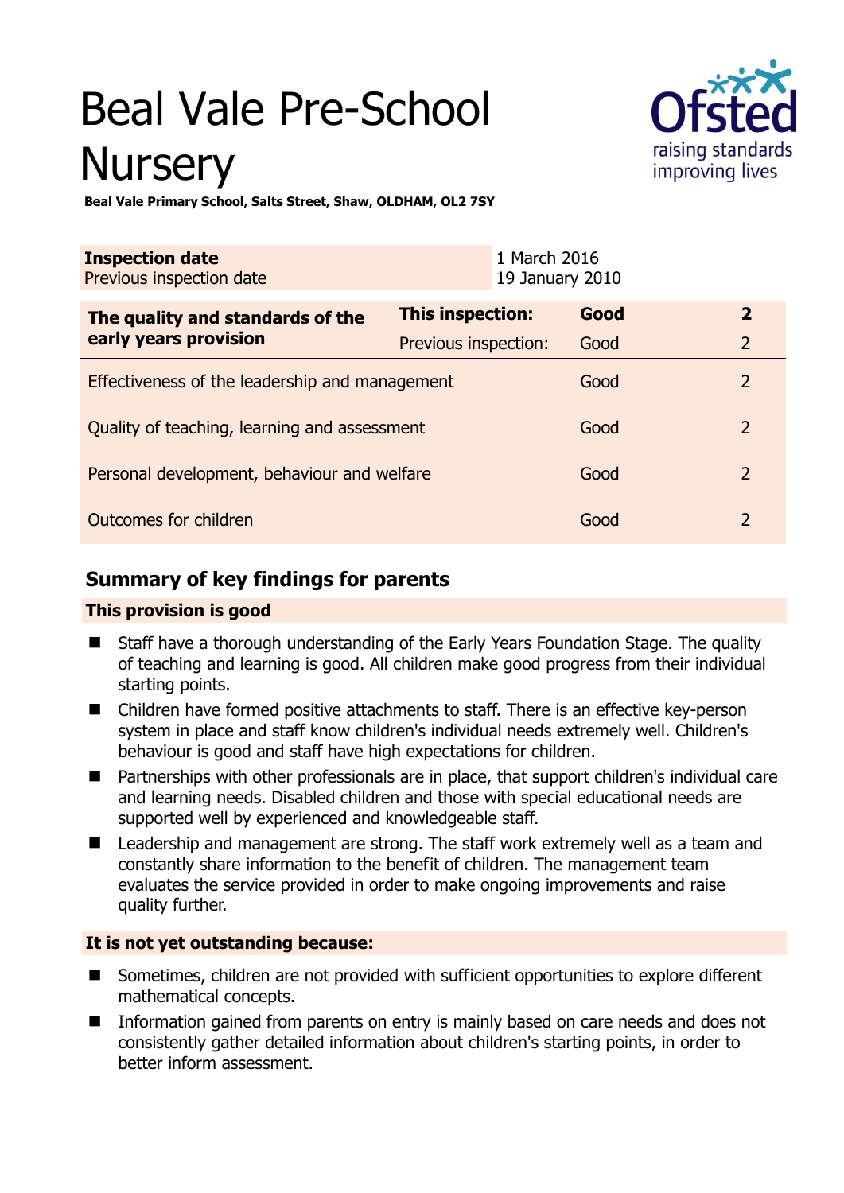# Beal Vale Pre-School Nursery

**Beal Vale Primary School, Salts Street, Shaw, OLDHAM, OL2 7SY**

| **Inspection date** | 1 March 2016 |
|---|---|
| Previous inspection date | 19 January 2010 |

| **The quality and standards of the early years provision** | **This inspection:** | **Good** | **2** |
|---|---|---|---|
| | Previous inspection: | Good | 2 |
| Effectiveness of the leadership and management | | Good | 2 |
| Quality of teaching, learning and assessment | | Good | 2 |
| Personal development, behaviour and welfare | | Good | 2 |
| Outcomes for children | | Good | 2 |

## Summary of key findings for parents

**This provision is good**

- Staff have a thorough understanding of the Early Years Foundation Stage. The quality of teaching and learning is good. All children make good progress from their individual starting points.
- Children have formed positive attachments to staff. There is an effective key-person system in place and staff know children's individual needs extremely well. Children's behaviour is good and staff have high expectations for children.
- Partnerships with other professionals are in place, that support children's individual care and learning needs. Disabled children and those with special educational needs are supported well by experienced and knowledgeable staff.
- Leadership and management are strong. The staff work extremely well as a team and constantly share information to the benefit of children. The management team evaluates the service provided in order to make ongoing improvements and raise quality further.

**It is not yet outstanding because:**

- Sometimes, children are not provided with sufficient opportunities to explore different mathematical concepts.
- Information gained from parents on entry is mainly based on care needs and does not consistently gather detailed information about children's starting points, in order to better inform assessment.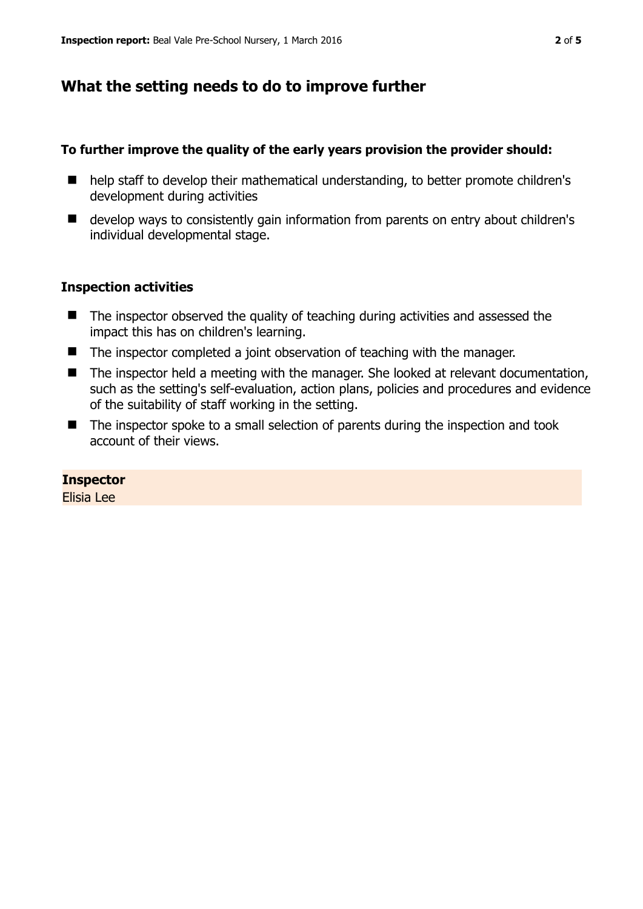## What the setting needs to do to improve further

### To further improve the quality of the early years provision the provider should:

- help staff to develop their mathematical understanding, to better promote children's development during activities
- develop ways to consistently gain information from parents on entry about children's individual developmental stage.

### Inspection activities

- The inspector observed the quality of teaching during activities and assessed the impact this has on children's learning.
- The inspector completed a joint observation of teaching with the manager.
- The inspector held a meeting with the manager. She looked at relevant documentation, such as the setting's self-evaluation, action plans, policies and procedures and evidence of the suitability of staff working in the setting.
- The inspector spoke to a small selection of parents during the inspection and took account of their views.

**Inspector**
Elisia Lee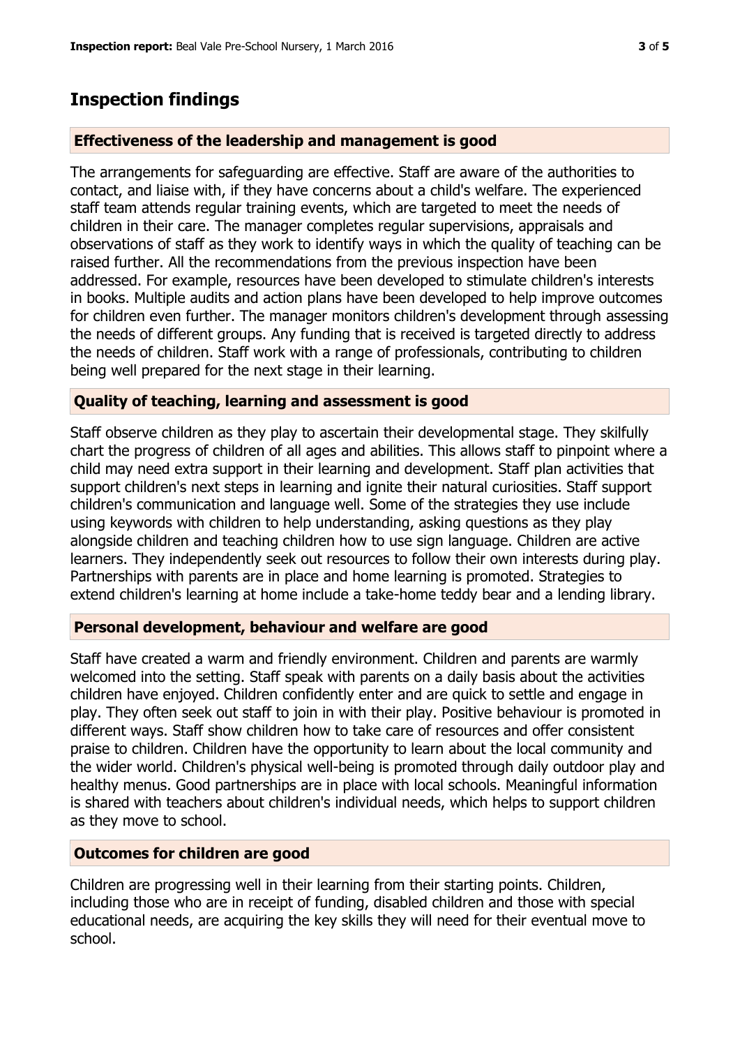## Inspection findings

### Effectiveness of the leadership and management is good

The arrangements for safeguarding are effective. Staff are aware of the authorities to contact, and liaise with, if they have concerns about a child's welfare. The experienced staff team attends regular training events, which are targeted to meet the needs of children in their care. The manager completes regular supervisions, appraisals and observations of staff as they work to identify ways in which the quality of teaching can be raised further. All the recommendations from the previous inspection have been addressed. For example, resources have been developed to stimulate children's interests in books. Multiple audits and action plans have been developed to help improve outcomes for children even further. The manager monitors children's development through assessing the needs of different groups. Any funding that is received is targeted directly to address the needs of children. Staff work with a range of professionals, contributing to children being well prepared for the next stage in their learning.

### Quality of teaching, learning and assessment is good

Staff observe children as they play to ascertain their developmental stage. They skilfully chart the progress of children of all ages and abilities. This allows staff to pinpoint where a child may need extra support in their learning and development. Staff plan activities that support children's next steps in learning and ignite their natural curiosities. Staff support children's communication and language well. Some of the strategies they use include using keywords with children to help understanding, asking questions as they play alongside children and teaching children how to use sign language. Children are active learners. They independently seek out resources to follow their own interests during play. Partnerships with parents are in place and home learning is promoted. Strategies to extend children's learning at home include a take-home teddy bear and a lending library.

### Personal development, behaviour and welfare are good

Staff have created a warm and friendly environment. Children and parents are warmly welcomed into the setting. Staff speak with parents on a daily basis about the activities children have enjoyed. Children confidently enter and are quick to settle and engage in play. They often seek out staff to join in with their play. Positive behaviour is promoted in different ways. Staff show children how to take care of resources and offer consistent praise to children. Children have the opportunity to learn about the local community and the wider world. Children's physical well-being is promoted through daily outdoor play and healthy menus. Good partnerships are in place with local schools. Meaningful information is shared with teachers about children's individual needs, which helps to support children as they move to school.

### Outcomes for children are good

Children are progressing well in their learning from their starting points. Children, including those who are in receipt of funding, disabled children and those with special educational needs, are acquiring the key skills they will need for their eventual move to school.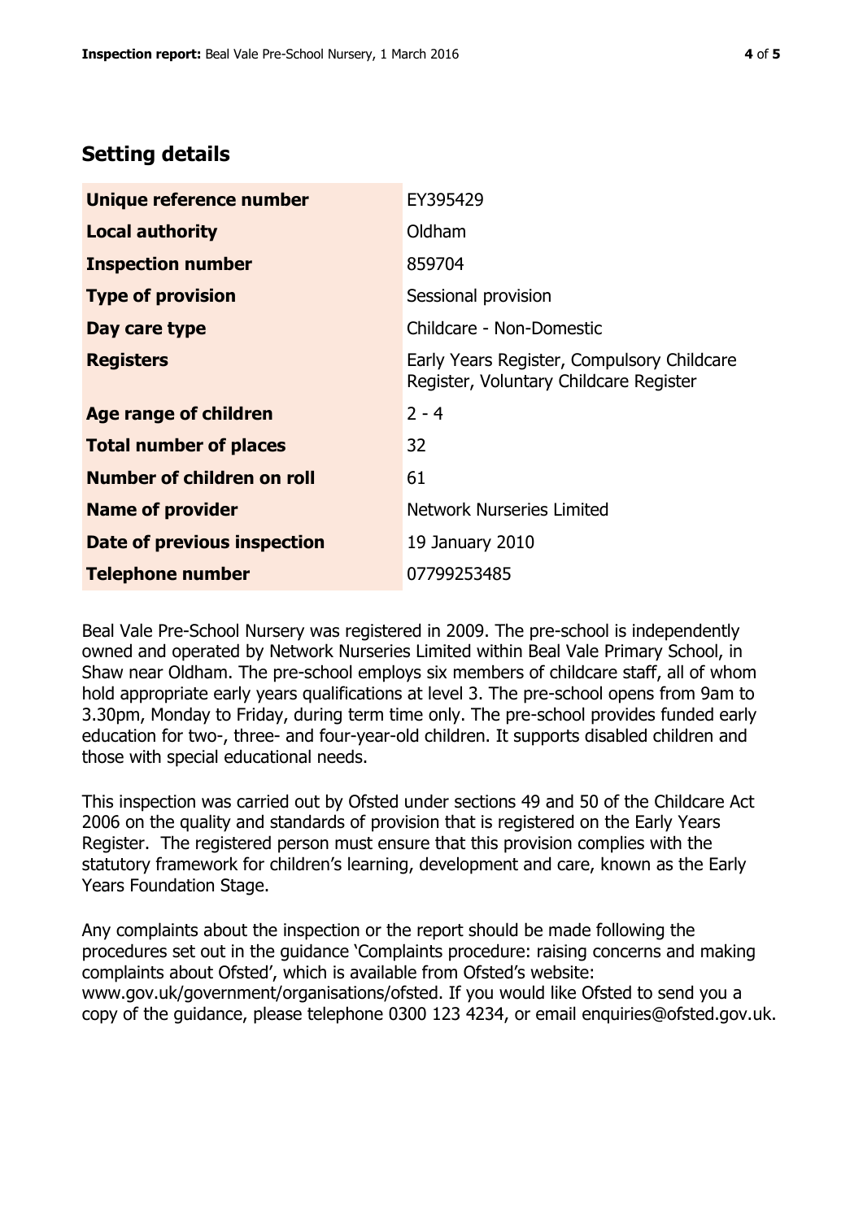## Setting details

| | |
|---|---|
| **Unique reference number** | EY395429 |
| **Local authority** | Oldham |
| **Inspection number** | 859704 |
| **Type of provision** | Sessional provision |
| **Day care type** | Childcare - Non-Domestic |
| **Registers** | Early Years Register, Compulsory Childcare Register, Voluntary Childcare Register |
| **Age range of children** | 2 - 4 |
| **Total number of places** | 32 |
| **Number of children on roll** | 61 |
| **Name of provider** | Network Nurseries Limited |
| **Date of previous inspection** | 19 January 2010 |
| **Telephone number** | 07799253485 |

Beal Vale Pre-School Nursery was registered in 2009. The pre-school is independently owned and operated by Network Nurseries Limited within Beal Vale Primary School, in Shaw near Oldham. The pre-school employs six members of childcare staff, all of whom hold appropriate early years qualifications at level 3. The pre-school opens from 9am to 3.30pm, Monday to Friday, during term time only. The pre-school provides funded early education for two-, three- and four-year-old children. It supports disabled children and those with special educational needs.

This inspection was carried out by Ofsted under sections 49 and 50 of the Childcare Act 2006 on the quality and standards of provision that is registered on the Early Years Register. The registered person must ensure that this provision complies with the statutory framework for children's learning, development and care, known as the Early Years Foundation Stage.

Any complaints about the inspection or the report should be made following the procedures set out in the guidance 'Complaints procedure: raising concerns and making complaints about Ofsted', which is available from Ofsted's website: www.gov.uk/government/organisations/ofsted. If you would like Ofsted to send you a copy of the guidance, please telephone 0300 123 4234, or email enquiries@ofsted.gov.uk.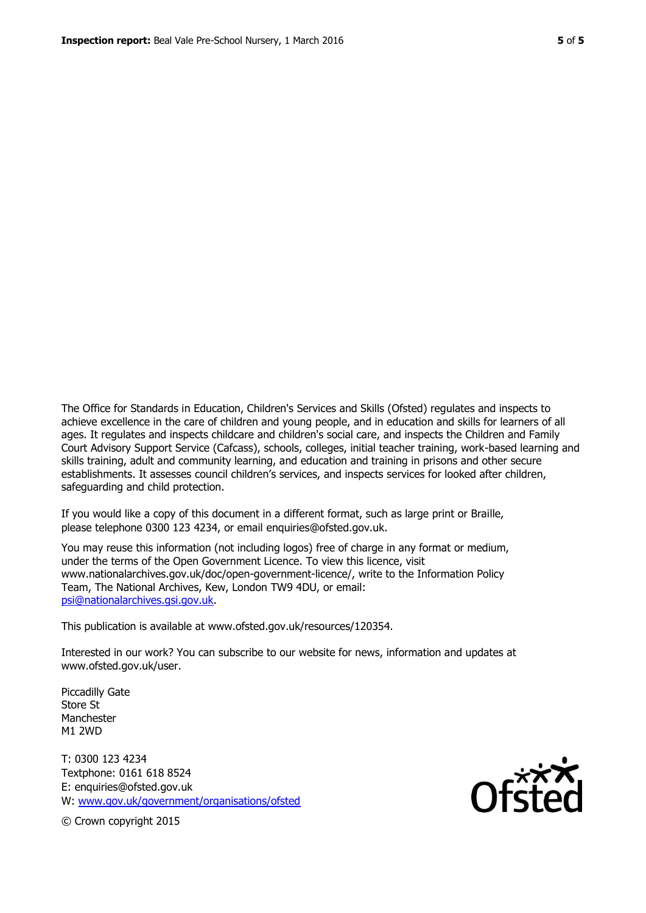The Office for Standards in Education, Children's Services and Skills (Ofsted) regulates and inspects to achieve excellence in the care of children and young people, and in education and skills for learners of all ages. It regulates and inspects childcare and children's social care, and inspects the Children and Family Court Advisory Support Service (Cafcass), schools, colleges, initial teacher training, work-based learning and skills training, adult and community learning, and education and training in prisons and other secure establishments. It assesses council children's services, and inspects services for looked after children, safeguarding and child protection.

If you would like a copy of this document in a different format, such as large print or Braille, please telephone 0300 123 4234, or email enquiries@ofsted.gov.uk.

You may reuse this information (not including logos) free of charge in any format or medium, under the terms of the Open Government Licence. To view this licence, visit www.nationalarchives.gov.uk/doc/open-government-licence/, write to the Information Policy Team, The National Archives, Kew, London TW9 4DU, or email: psi@nationalarchives.gsi.gov.uk.

This publication is available at www.ofsted.gov.uk/resources/120354.

Interested in our work? You can subscribe to our website for news, information and updates at www.ofsted.gov.uk/user.

Piccadilly Gate
Store St
Manchester
M1 2WD

T: 0300 123 4234
Textphone: 0161 618 8524
E: enquiries@ofsted.gov.uk
W: www.gov.uk/government/organisations/ofsted

© Crown copyright 2015